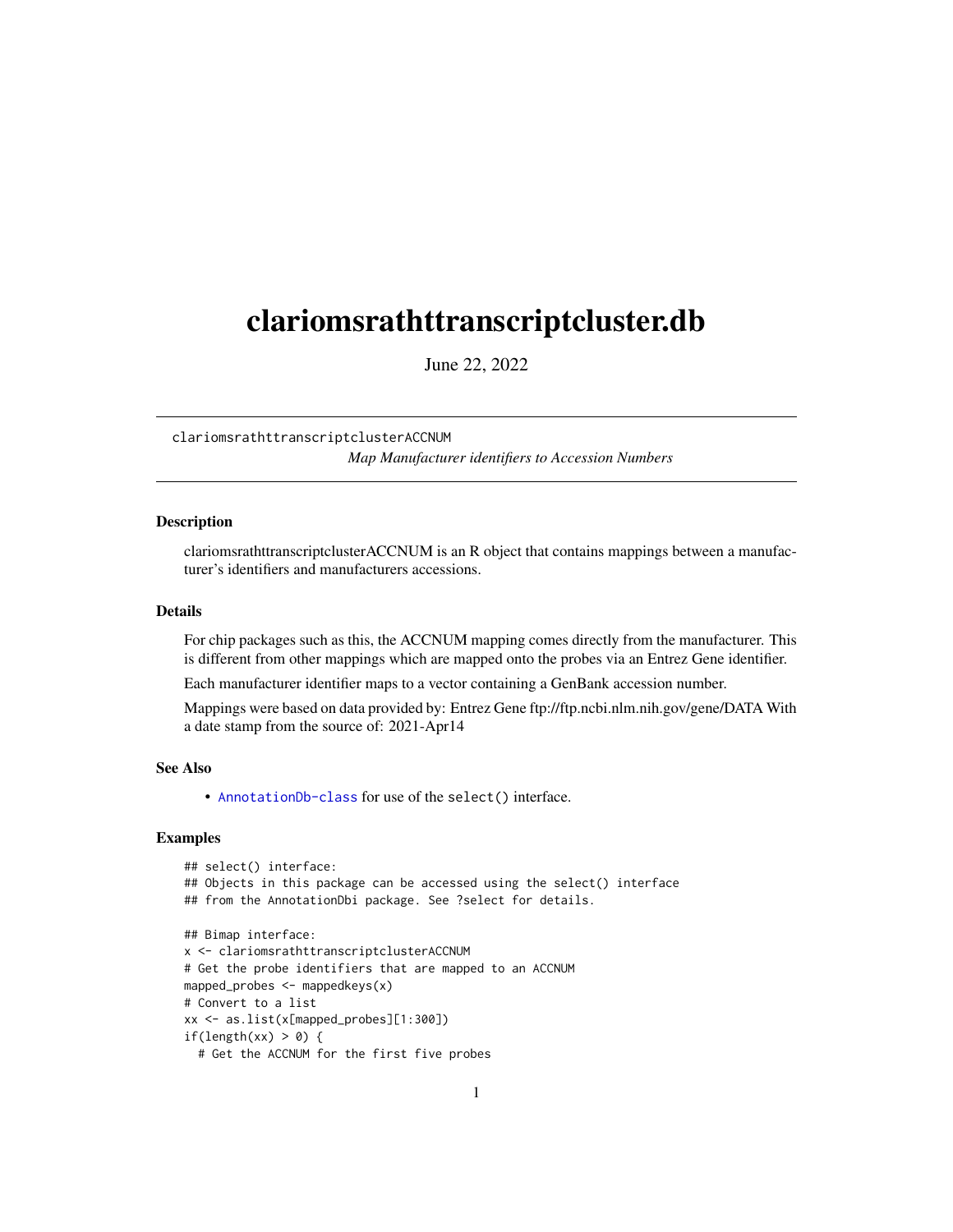# clariomsrathttranscriptcluster.db

June 22, 2022

clariomsrathttranscriptclusterACCNUM *Map Manufacturer identifiers to Accession Numbers*

## Description

clariomsrathttranscriptclusterACCNUM is an R object that contains mappings between a manufacturer's identifiers and manufacturers accessions.

## Details

For chip packages such as this, the ACCNUM mapping comes directly from the manufacturer. This is different from other mappings which are mapped onto the probes via an Entrez Gene identifier.

Each manufacturer identifier maps to a vector containing a GenBank accession number.

Mappings were based on data provided by: Entrez Gene ftp://ftp.ncbi.nlm.nih.gov/gene/DATA With a date stamp from the source of: 2021-Apr14

## See Also

- AnnotationDb-class for use of the `select()` interface.

## Examples

```
## select() interface:
## Objects in this package can be accessed using the select() interface
## from the AnnotationDbi package. See ?select for details.

## Bimap interface:
x <- clariomsrathttranscriptclusterACCNUM
# Get the probe identifiers that are mapped to an ACCNUM
mapped_probes <- mappedkeys(x)
# Convert to a list
xx <- as.list(x[mapped_probes][1:300])
if(length(xx) > 0) {
  # Get the ACCNUM for the first five probes
```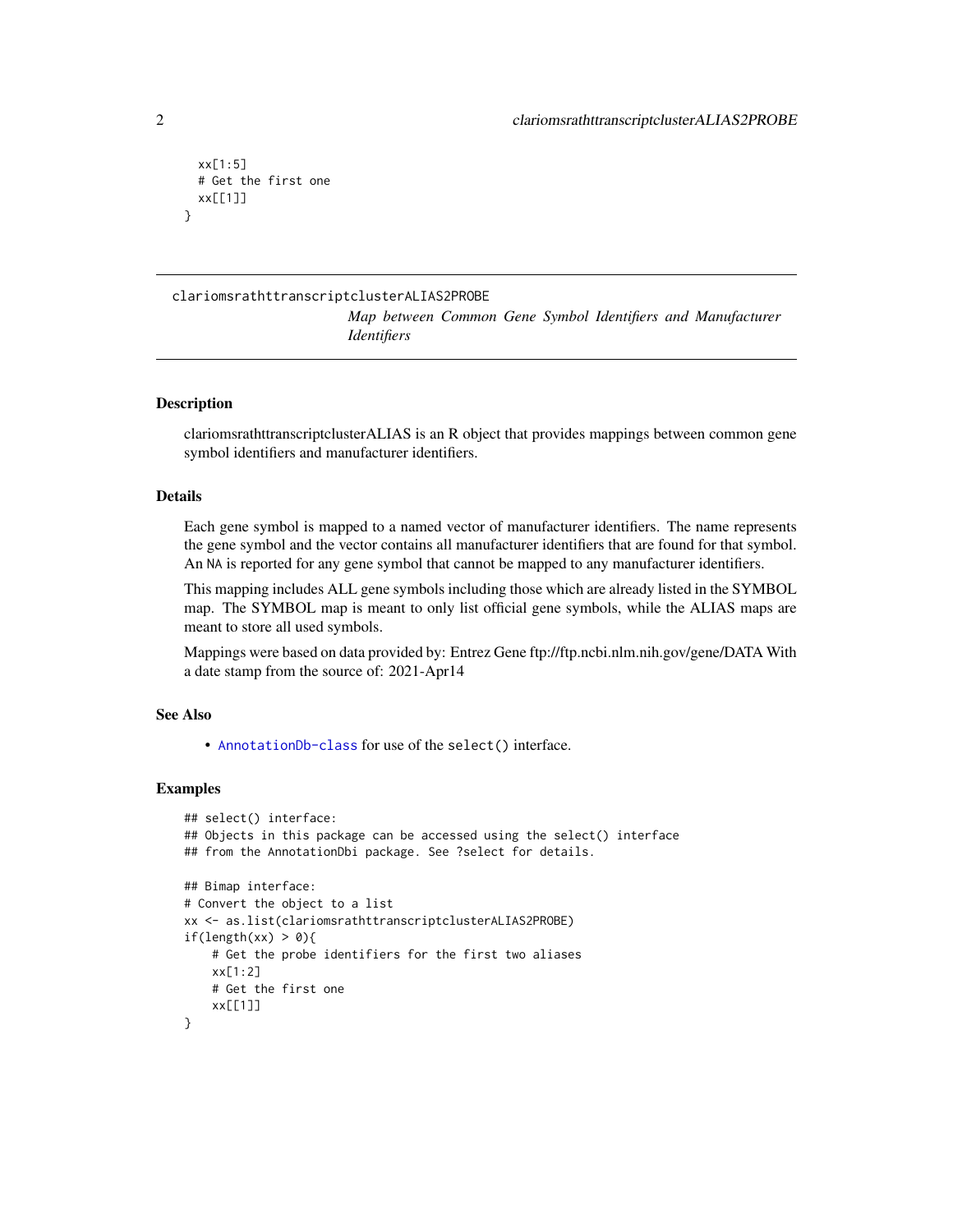```
  xx[1:5]
  # Get the first one
  xx[[1]]
}
```

## clariomsrathttranscriptclusterALIAS2PROBE

*Map between Common Gene Symbol Identifiers and Manufacturer Identifiers*

### Description

clariomsrathttranscriptclusterALIAS is an R object that provides mappings between common gene symbol identifiers and manufacturer identifiers.

### Details

Each gene symbol is mapped to a named vector of manufacturer identifiers. The name represents the gene symbol and the vector contains all manufacturer identifiers that are found for that symbol. An NA is reported for any gene symbol that cannot be mapped to any manufacturer identifiers.

This mapping includes ALL gene symbols including those which are already listed in the SYMBOL map. The SYMBOL map is meant to only list official gene symbols, while the ALIAS maps are meant to store all used symbols.

Mappings were based on data provided by: Entrez Gene ftp://ftp.ncbi.nlm.nih.gov/gene/DATA With a date stamp from the source of: 2021-Apr14

### See Also

- `AnnotationDb-class` for use of the `select()` interface.

### Examples

```
## select() interface:
## Objects in this package can be accessed using the select() interface
## from the AnnotationDbi package. See ?select for details.

## Bimap interface:
# Convert the object to a list
xx <- as.list(clariomsrathttranscriptclusterALIAS2PROBE)
if(length(xx) > 0){
    # Get the probe identifiers for the first two aliases
    xx[1:2]
    # Get the first one
    xx[[1]]
}
```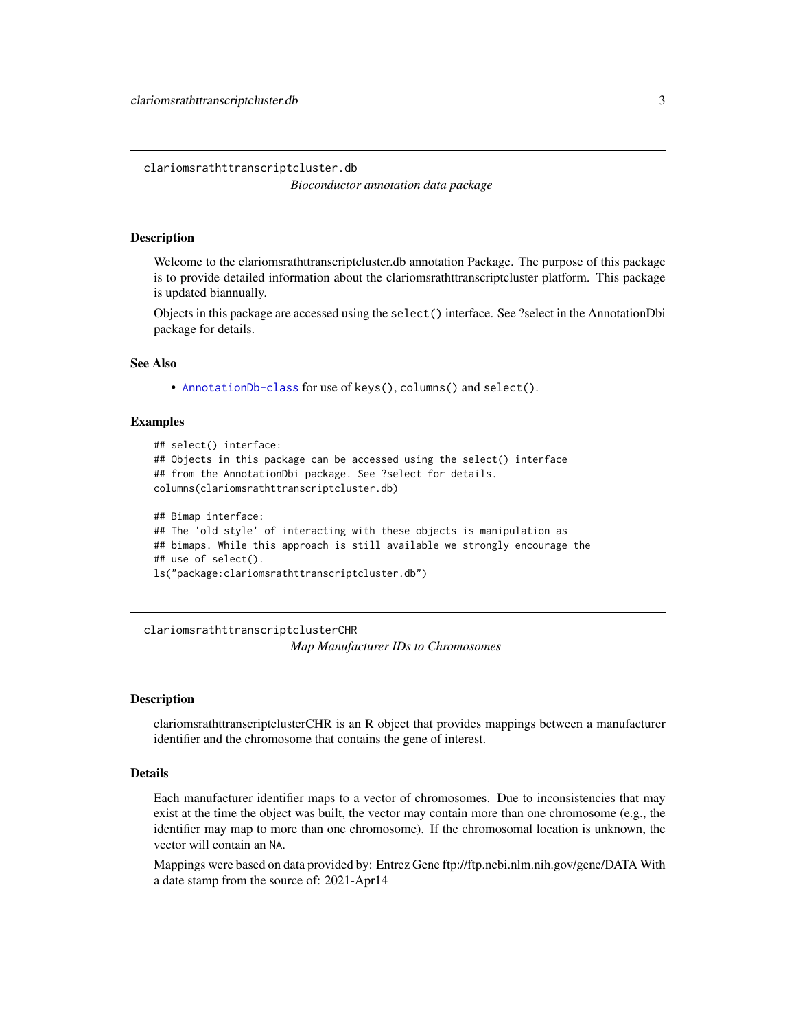## clariomsrathttranscriptcluster.db

*Bioconductor annotation data package*

### Description

Welcome to the clariomsrathttranscriptcluster.db annotation Package. The purpose of this package is to provide detailed information about the clariomsrathttranscriptcluster platform. This package is updated biannually.

Objects in this package are accessed using the `select()` interface. See ?select in the AnnotationDbi package for details.

### See Also

- `AnnotationDb-class` for use of `keys()`, `columns()` and `select()`.

### Examples

```
## select() interface:
## Objects in this package can be accessed using the select() interface
## from the AnnotationDbi package. See ?select for details.
columns(clariomsrathttranscriptcluster.db)

## Bimap interface:
## The 'old style' of interacting with these objects is manipulation as
## bimaps. While this approach is still available we strongly encourage the
## use of select().
ls("package:clariomsrathttranscriptcluster.db")
```

## clariomsrathttranscriptclusterCHR

*Map Manufacturer IDs to Chromosomes*

### Description

clariomsrathttranscriptclusterCHR is an R object that provides mappings between a manufacturer identifier and the chromosome that contains the gene of interest.

### Details

Each manufacturer identifier maps to a vector of chromosomes. Due to inconsistencies that may exist at the time the object was built, the vector may contain more than one chromosome (e.g., the identifier may map to more than one chromosome). If the chromosomal location is unknown, the vector will contain an `NA`.

Mappings were based on data provided by: Entrez Gene ftp://ftp.ncbi.nlm.nih.gov/gene/DATA With a date stamp from the source of: 2021-Apr14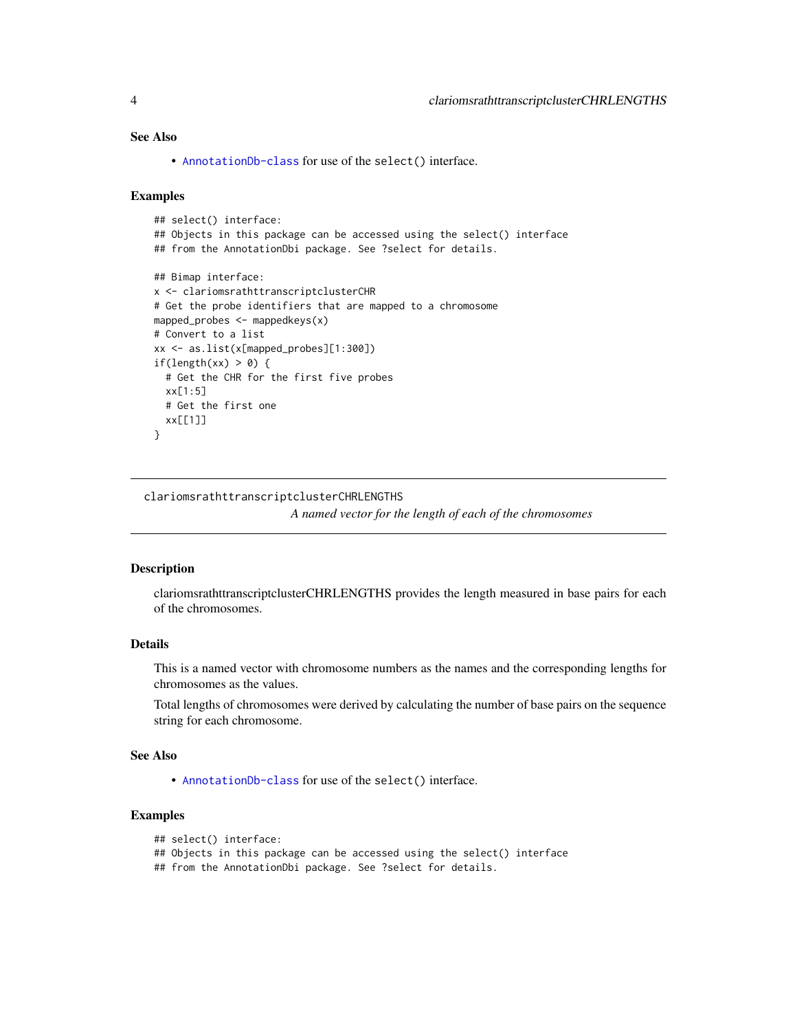### See Also

- AnnotationDb-class for use of the select() interface.

### Examples

```
## select() interface:
## Objects in this package can be accessed using the select() interface
## from the AnnotationDbi package. See ?select for details.

## Bimap interface:
x <- clariomsrathttranscriptclusterCHR
# Get the probe identifiers that are mapped to a chromosome
mapped_probes <- mappedkeys(x)
# Convert to a list
xx <- as.list(x[mapped_probes][1:300])
if(length(xx) > 0) {
  # Get the CHR for the first five probes
  xx[1:5]
  # Get the first one
  xx[[1]]
}
```

---

## clariomsrathttranscriptclusterCHRLENGTHS

*A named vector for the length of each of the chromosomes*

---

### Description

clariomsrathttranscriptclusterCHRLENGTHS provides the length measured in base pairs for each of the chromosomes.

### Details

This is a named vector with chromosome numbers as the names and the corresponding lengths for chromosomes as the values.

Total lengths of chromosomes were derived by calculating the number of base pairs on the sequence string for each chromosome.

### See Also

- AnnotationDb-class for use of the select() interface.

### Examples

```
## select() interface:
## Objects in this package can be accessed using the select() interface
## from the AnnotationDbi package. See ?select for details.
```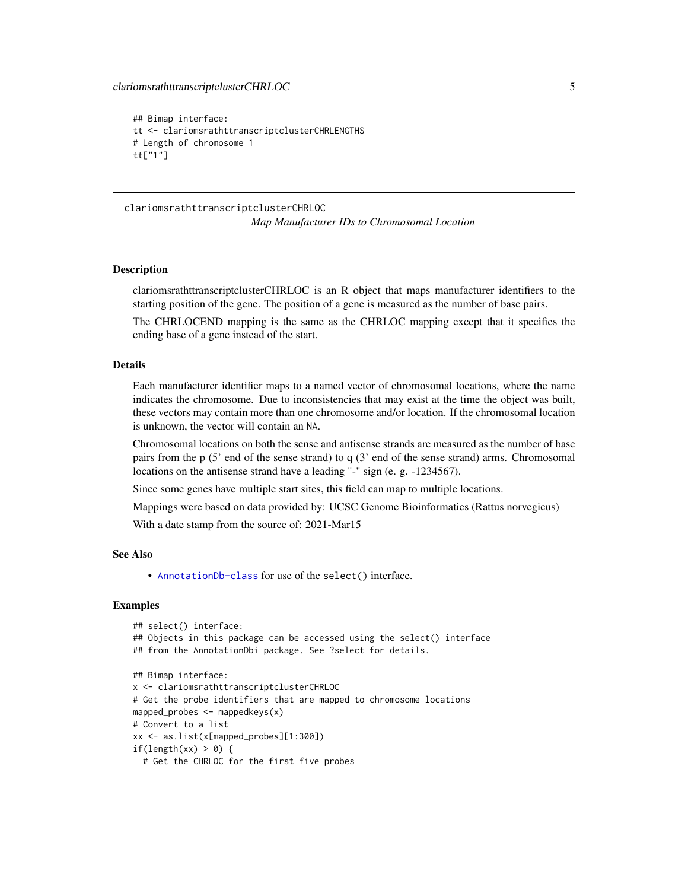```
## Bimap interface:
tt <- clariomsrathttranscriptclusterCHRLENGTHS
# Length of chromosome 1
tt["1"]
```

---

## clariomsrathttranscriptclusterCHRLOC

*Map Manufacturer IDs to Chromosomal Location*

---

### Description

clariomsrathttranscriptclusterCHRLOC is an R object that maps manufacturer identifiers to the starting position of the gene. The position of a gene is measured as the number of base pairs.

The CHRLOCEND mapping is the same as the CHRLOC mapping except that it specifies the ending base of a gene instead of the start.

### Details

Each manufacturer identifier maps to a named vector of chromosomal locations, where the name indicates the chromosome. Due to inconsistencies that may exist at the time the object was built, these vectors may contain more than one chromosome and/or location. If the chromosomal location is unknown, the vector will contain an NA.

Chromosomal locations on both the sense and antisense strands are measured as the number of base pairs from the p (5' end of the sense strand) to q (3' end of the sense strand) arms. Chromosomal locations on the antisense strand have a leading "-" sign (e. g. -1234567).

Since some genes have multiple start sites, this field can map to multiple locations.

Mappings were based on data provided by: UCSC Genome Bioinformatics (Rattus norvegicus)

With a date stamp from the source of: 2021-Mar15

### See Also

- AnnotationDb-class for use of the select() interface.

### Examples

```
## select() interface:
## Objects in this package can be accessed using the select() interface
## from the AnnotationDbi package. See ?select for details.

## Bimap interface:
x <- clariomsrathttranscriptclusterCHRLOC
# Get the probe identifiers that are mapped to chromosome locations
mapped_probes <- mappedkeys(x)
# Convert to a list
xx <- as.list(x[mapped_probes][1:300])
if(length(xx) > 0) {
  # Get the CHRLOC for the first five probes
```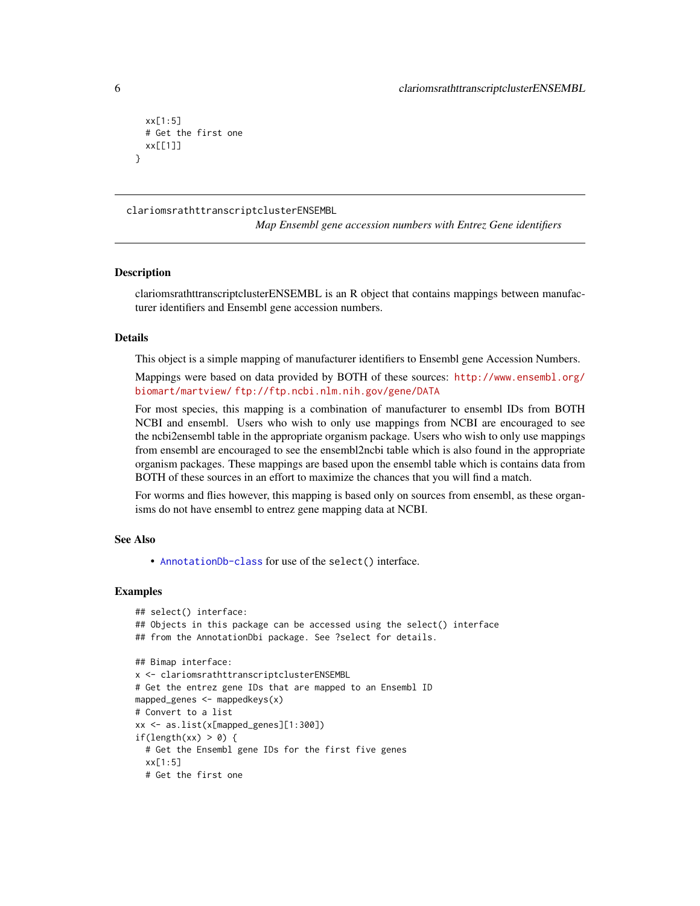```
  xx[1:5]
  # Get the first one
  xx[[1]]
}
```

---

## clariomsrathttranscriptclusterENSEMBL

*Map Ensembl gene accession numbers with Entrez Gene identifiers*

---

### Description

clariomsrathttranscriptclusterENSEMBL is an R object that contains mappings between manufacturer identifiers and Ensembl gene accession numbers.

### Details

This object is a simple mapping of manufacturer identifiers to Ensembl gene Accession Numbers.

Mappings were based on data provided by BOTH of these sources: http://www.ensembl.org/biomart/martview/ ftp://ftp.ncbi.nlm.nih.gov/gene/DATA

For most species, this mapping is a combination of manufacturer to ensembl IDs from BOTH NCBI and ensembl. Users who wish to only use mappings from NCBI are encouraged to see the ncbi2ensembl table in the appropriate organism package. Users who wish to only use mappings from ensembl are encouraged to see the ensembl2ncbi table which is also found in the appropriate organism packages. These mappings are based upon the ensembl table which is contains data from BOTH of these sources in an effort to maximize the chances that you will find a match.

For worms and flies however, this mapping is based only on sources from ensembl, as these organisms do not have ensembl to entrez gene mapping data at NCBI.

### See Also

- AnnotationDb-class for use of the `select()` interface.

### Examples

```
## select() interface:
## Objects in this package can be accessed using the select() interface
## from the AnnotationDbi package. See ?select for details.

## Bimap interface:
x <- clariomsrathttranscriptclusterENSEMBL
# Get the entrez gene IDs that are mapped to an Ensembl ID
mapped_genes <- mappedkeys(x)
# Convert to a list
xx <- as.list(x[mapped_genes][1:300])
if(length(xx) > 0) {
  # Get the Ensembl gene IDs for the first five genes
  xx[1:5]
  # Get the first one
```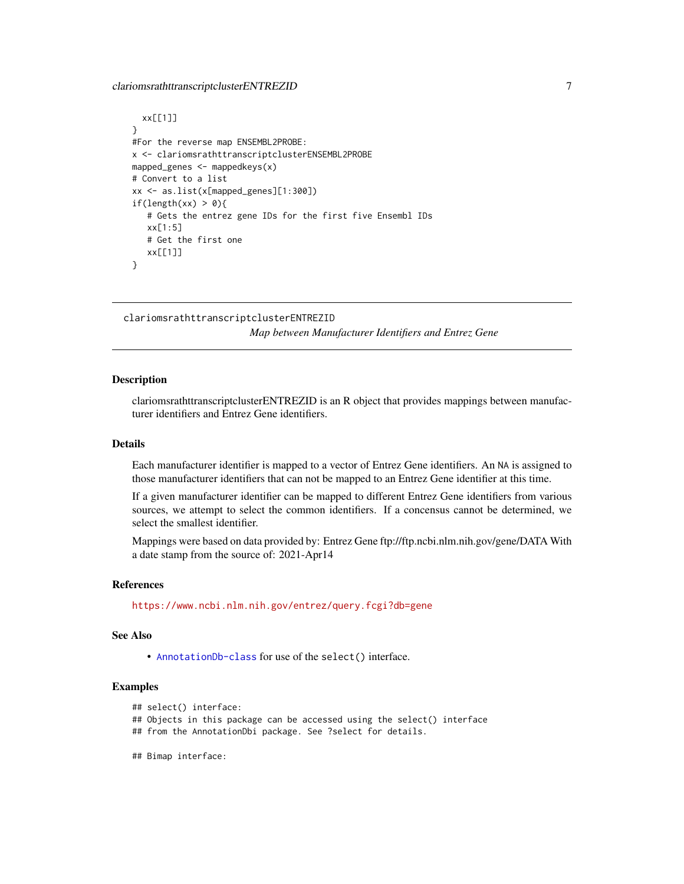```
  xx[[1]]
}
#For the reverse map ENSEMBL2PROBE:
x <- clariomsrathttranscriptclusterENSEMBL2PROBE
mapped_genes <- mappedkeys(x)
# Convert to a list
xx <- as.list(x[mapped_genes][1:300])
if(length(xx) > 0){
   # Gets the entrez gene IDs for the first five Ensembl IDs
   xx[1:5]
   # Get the first one
   xx[[1]]
}
```

---

## clariomsrathttranscriptclusterENTREZID

*Map between Manufacturer Identifiers and Entrez Gene*

---

### Description

clariomsrathttranscriptclusterENTREZID is an R object that provides mappings between manufacturer identifiers and Entrez Gene identifiers.

### Details

Each manufacturer identifier is mapped to a vector of Entrez Gene identifiers. An NA is assigned to those manufacturer identifiers that can not be mapped to an Entrez Gene identifier at this time.

If a given manufacturer identifier can be mapped to different Entrez Gene identifiers from various sources, we attempt to select the common identifiers. If a concensus cannot be determined, we select the smallest identifier.

Mappings were based on data provided by: Entrez Gene ftp://ftp.ncbi.nlm.nih.gov/gene/DATA With a date stamp from the source of: 2021-Apr14

### References

https://www.ncbi.nlm.nih.gov/entrez/query.fcgi?db=gene

### See Also

- AnnotationDb-class for use of the select() interface.

### Examples

```
## select() interface:
## Objects in this package can be accessed using the select() interface
## from the AnnotationDbi package. See ?select for details.

## Bimap interface:
```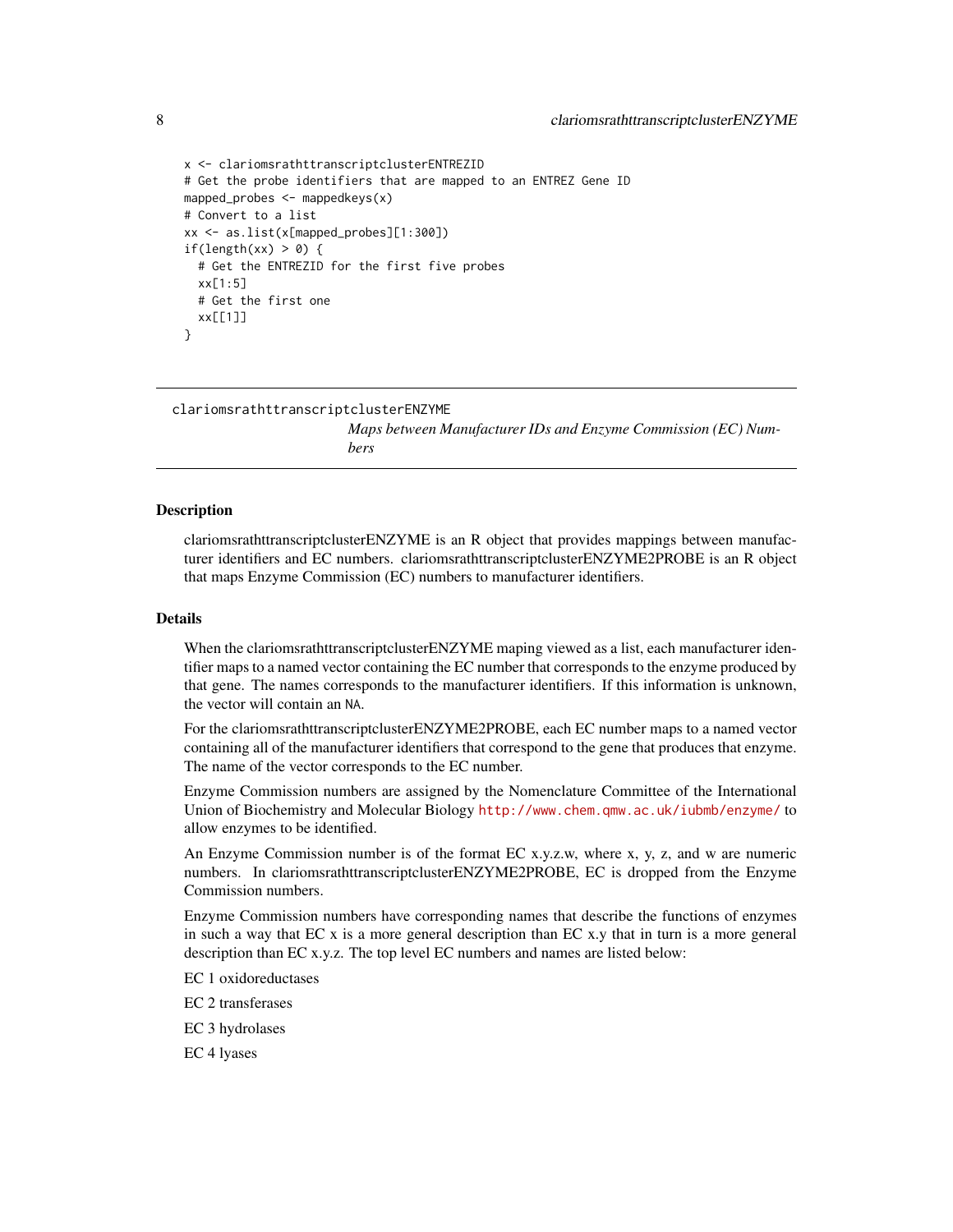```
x <- clariomsrathttranscriptclusterENTREZID
# Get the probe identifiers that are mapped to an ENTREZ Gene ID
mapped_probes <- mappedkeys(x)
# Convert to a list
xx <- as.list(x[mapped_probes][1:300])
if(length(xx) > 0) {
  # Get the ENTREZID for the first five probes
  xx[1:5]
  # Get the first one
  xx[[1]]
}
```

---

## clariomsrathttranscriptclusterENZYME

*Maps between Manufacturer IDs and Enzyme Commission (EC) Numbers*

---

### Description

clariomsrathttranscriptclusterENZYME is an R object that provides mappings between manufacturer identifiers and EC numbers. clariomsrathttranscriptclusterENZYME2PROBE is an R object that maps Enzyme Commission (EC) numbers to manufacturer identifiers.

### Details

When the clariomsrathttranscriptclusterENZYME maping viewed as a list, each manufacturer identifier maps to a named vector containing the EC number that corresponds to the enzyme produced by that gene. The names corresponds to the manufacturer identifiers. If this information is unknown, the vector will contain an `NA`.

For the clariomsrathttranscriptclusterENZYME2PROBE, each EC number maps to a named vector containing all of the manufacturer identifiers that correspond to the gene that produces that enzyme. The name of the vector corresponds to the EC number.

Enzyme Commission numbers are assigned by the Nomenclature Committee of the International Union of Biochemistry and Molecular Biology http://www.chem.qmw.ac.uk/iubmb/enzyme/ to allow enzymes to be identified.

An Enzyme Commission number is of the format EC x.y.z.w, where x, y, z, and w are numeric numbers. In clariomsrathttranscriptclusterENZYME2PROBE, EC is dropped from the Enzyme Commission numbers.

Enzyme Commission numbers have corresponding names that describe the functions of enzymes in such a way that EC x is a more general description than EC x.y that in turn is a more general description than EC x.y.z. The top level EC numbers and names are listed below:

EC 1 oxidoreductases

EC 2 transferases

EC 3 hydrolases

EC 4 lyases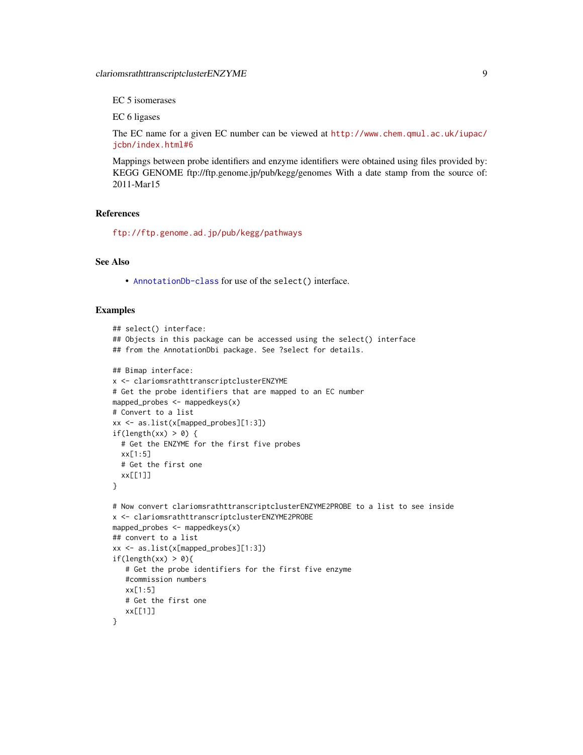EC 5 isomerases

EC 6 ligases

The EC name for a given EC number can be viewed at http://www.chem.qmul.ac.uk/iupac/jcbn/index.html#6

Mappings between probe identifiers and enzyme identifiers were obtained using files provided by: KEGG GENOME ftp://ftp.genome.jp/pub/kegg/genomes With a date stamp from the source of: 2011-Mar15

## References

ftp://ftp.genome.ad.jp/pub/kegg/pathways

## See Also

- AnnotationDb-class for use of the `select()` interface.

## Examples

```
## select() interface:
## Objects in this package can be accessed using the select() interface
## from the AnnotationDbi package. See ?select for details.

## Bimap interface:
x <- clariomsrathttranscriptclusterENZYME
# Get the probe identifiers that are mapped to an EC number
mapped_probes <- mappedkeys(x)
# Convert to a list
xx <- as.list(x[mapped_probes][1:3])
if(length(xx) > 0) {
  # Get the ENZYME for the first five probes
  xx[1:5]
  # Get the first one
  xx[[1]]
}

# Now convert clariomsrathttranscriptclusterENZYME2PROBE to a list to see inside
x <- clariomsrathttranscriptclusterENZYME2PROBE
mapped_probes <- mappedkeys(x)
## convert to a list
xx <- as.list(x[mapped_probes][1:3])
if(length(xx) > 0){
   # Get the probe identifiers for the first five enzyme
   #commission numbers
   xx[1:5]
   # Get the first one
   xx[[1]]
}
```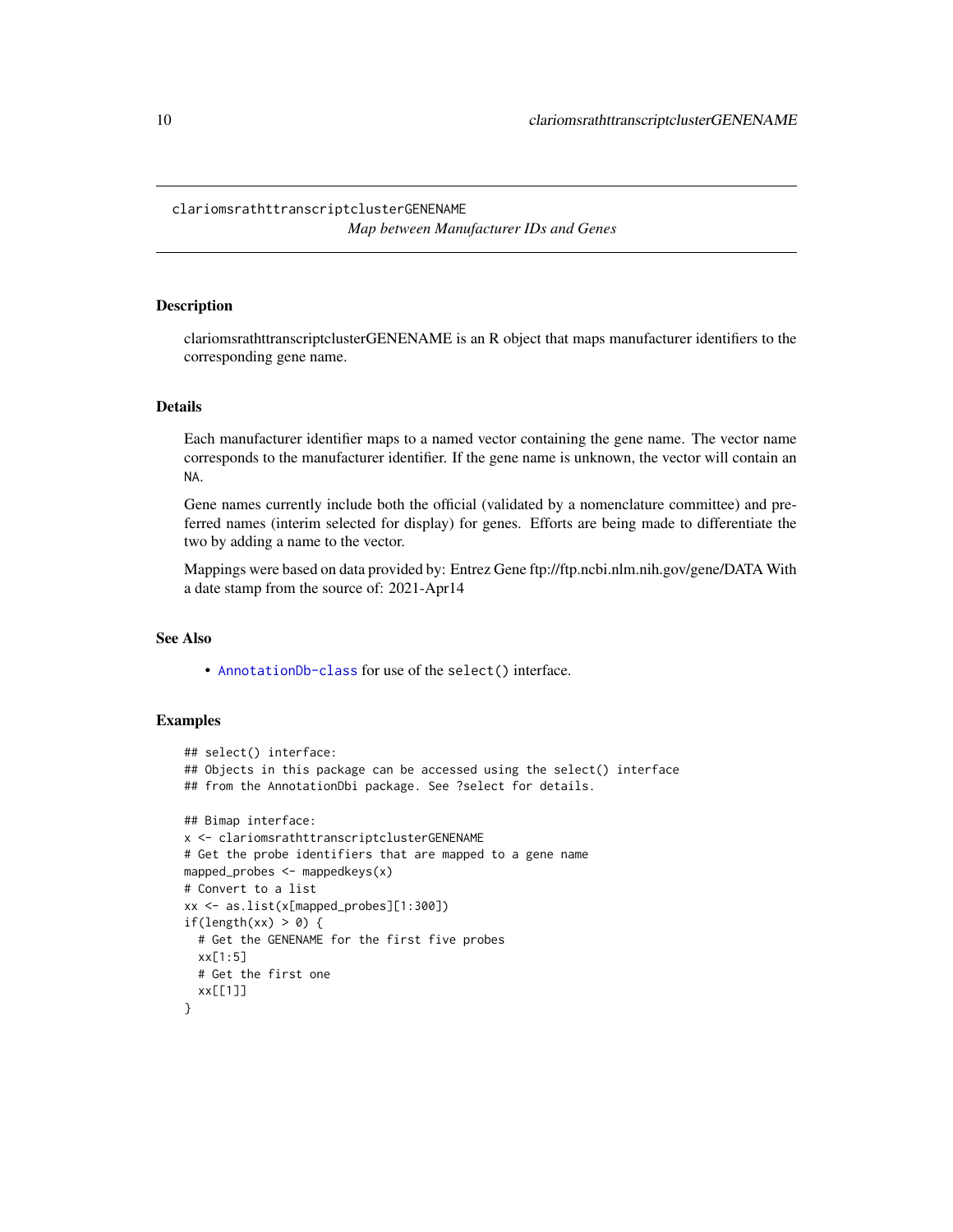## clariomsrathttranscriptclusterGENENAME

*Map between Manufacturer IDs and Genes*

### Description

clariomsrathttranscriptclusterGENENAME is an R object that maps manufacturer identifiers to the corresponding gene name.

### Details

Each manufacturer identifier maps to a named vector containing the gene name. The vector name corresponds to the manufacturer identifier. If the gene name is unknown, the vector will contain an `NA`.

Gene names currently include both the official (validated by a nomenclature committee) and preferred names (interim selected for display) for genes. Efforts are being made to differentiate the two by adding a name to the vector.

Mappings were based on data provided by: Entrez Gene ftp://ftp.ncbi.nlm.nih.gov/gene/DATA With a date stamp from the source of: 2021-Apr14

### See Also

- `AnnotationDb-class` for use of the `select()` interface.

### Examples

```
## select() interface:
## Objects in this package can be accessed using the select() interface
## from the AnnotationDbi package. See ?select for details.

## Bimap interface:
x <- clariomsrathttranscriptclusterGENENAME
# Get the probe identifiers that are mapped to a gene name
mapped_probes <- mappedkeys(x)
# Convert to a list
xx <- as.list(x[mapped_probes][1:300])
if(length(xx) > 0) {
  # Get the GENENAME for the first five probes
  xx[1:5]
  # Get the first one
  xx[[1]]
}
```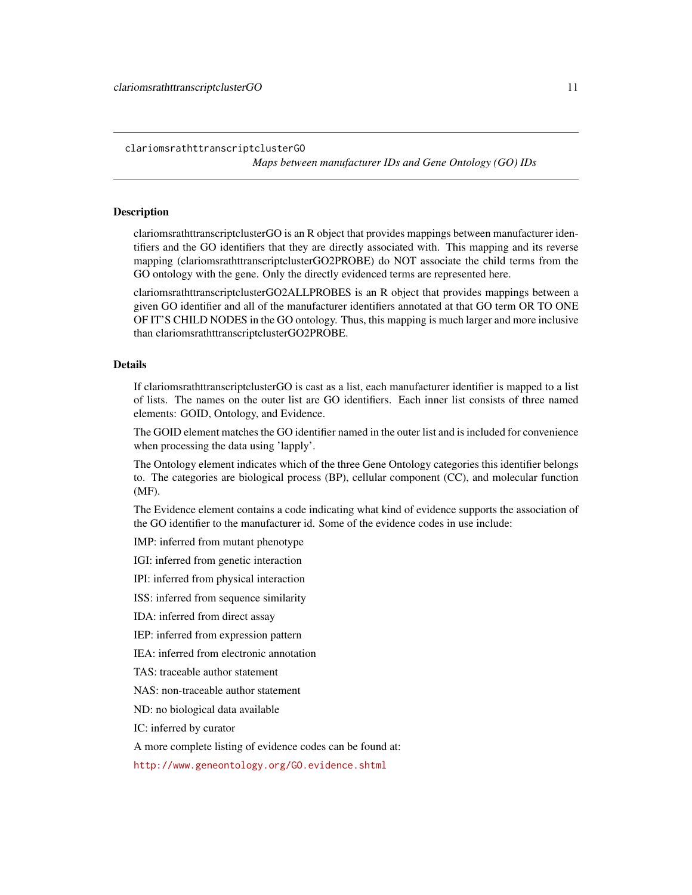## clariomsrathttranscriptclusterGO

*Maps between manufacturer IDs and Gene Ontology (GO) IDs*

### Description

clariomsrathttranscriptclusterGO is an R object that provides mappings between manufacturer identifiers and the GO identifiers that they are directly associated with. This mapping and its reverse mapping (clariomsrathttranscriptclusterGO2PROBE) do NOT associate the child terms from the GO ontology with the gene. Only the directly evidenced terms are represented here.

clariomsrathttranscriptclusterGO2ALLPROBES is an R object that provides mappings between a given GO identifier and all of the manufacturer identifiers annotated at that GO term OR TO ONE OF IT'S CHILD NODES in the GO ontology. Thus, this mapping is much larger and more inclusive than clariomsrathttranscriptclusterGO2PROBE.

### Details

If clariomsrathttranscriptclusterGO is cast as a list, each manufacturer identifier is mapped to a list of lists. The names on the outer list are GO identifiers. Each inner list consists of three named elements: GOID, Ontology, and Evidence.

The GOID element matches the GO identifier named in the outer list and is included for convenience when processing the data using 'lapply'.

The Ontology element indicates which of the three Gene Ontology categories this identifier belongs to. The categories are biological process (BP), cellular component (CC), and molecular function (MF).

The Evidence element contains a code indicating what kind of evidence supports the association of the GO identifier to the manufacturer id. Some of the evidence codes in use include:

IMP: inferred from mutant phenotype

IGI: inferred from genetic interaction

IPI: inferred from physical interaction

ISS: inferred from sequence similarity

IDA: inferred from direct assay

IEP: inferred from expression pattern

IEA: inferred from electronic annotation

TAS: traceable author statement

NAS: non-traceable author statement

ND: no biological data available

IC: inferred by curator

A more complete listing of evidence codes can be found at:

http://www.geneontology.org/GO.evidence.shtml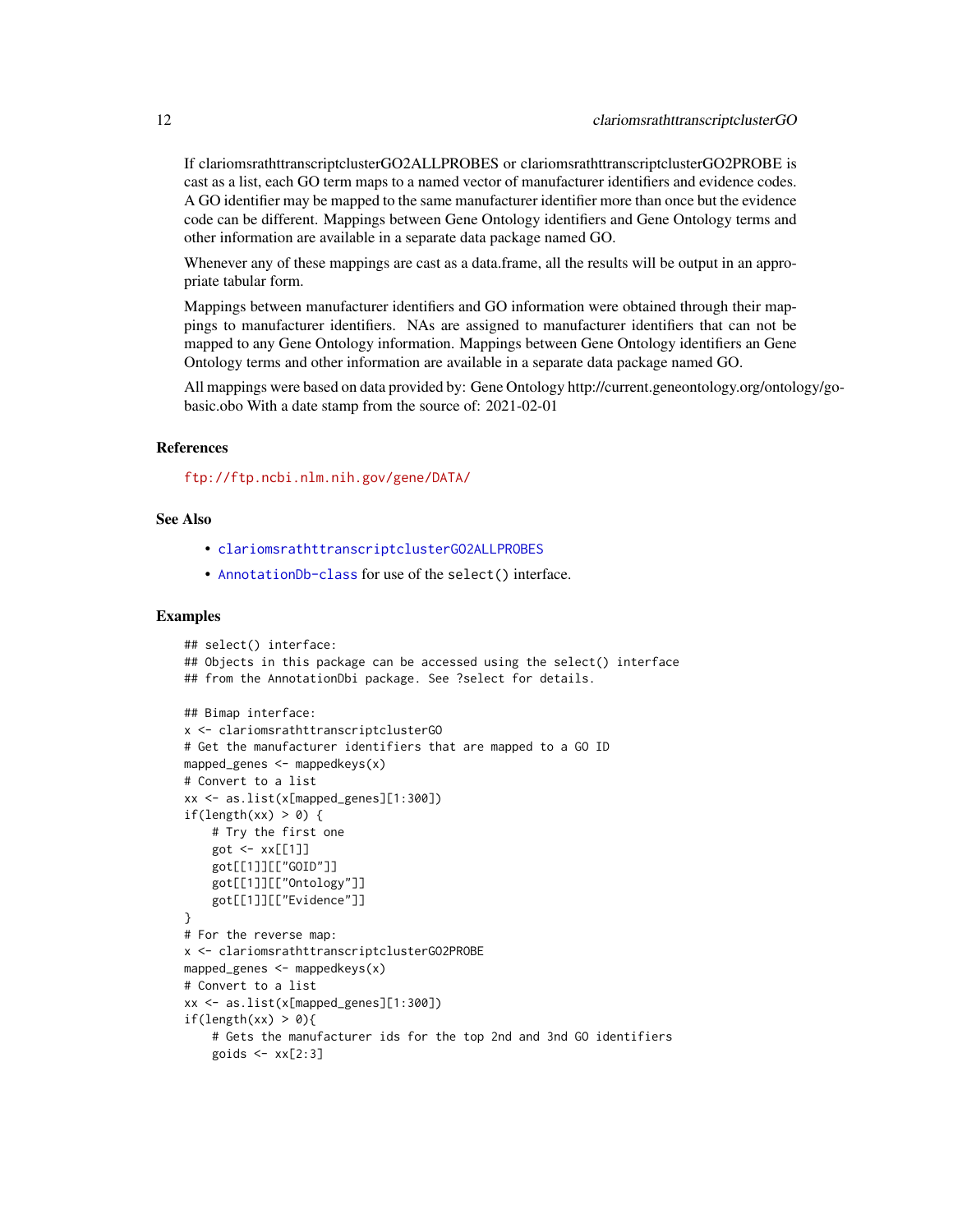If clariomsrathttranscriptclusterGO2ALLPROBES or clariomsrathttranscriptclusterGO2PROBE is cast as a list, each GO term maps to a named vector of manufacturer identifiers and evidence codes. A GO identifier may be mapped to the same manufacturer identifier more than once but the evidence code can be different. Mappings between Gene Ontology identifiers and Gene Ontology terms and other information are available in a separate data package named GO.

Whenever any of these mappings are cast as a data.frame, all the results will be output in an appropriate tabular form.

Mappings between manufacturer identifiers and GO information were obtained through their mappings to manufacturer identifiers. NAs are assigned to manufacturer identifiers that can not be mapped to any Gene Ontology information. Mappings between Gene Ontology identifiers an Gene Ontology terms and other information are available in a separate data package named GO.

All mappings were based on data provided by: Gene Ontology http://current.geneontology.org/ontology/go-basic.obo With a date stamp from the source of: 2021-02-01

## References

ftp://ftp.ncbi.nlm.nih.gov/gene/DATA/

## See Also

- clariomsrathttranscriptclusterGO2ALLPROBES
- AnnotationDb-class for use of the select() interface.

## Examples

```
## select() interface:
## Objects in this package can be accessed using the select() interface
## from the AnnotationDbi package. See ?select for details.

## Bimap interface:
x <- clariomsrathttranscriptclusterGO
# Get the manufacturer identifiers that are mapped to a GO ID
mapped_genes <- mappedkeys(x)
# Convert to a list
xx <- as.list(x[mapped_genes][1:300])
if(length(xx) > 0) {
    # Try the first one
    got <- xx[[1]]
    got[[1]][["GOID"]]
    got[[1]][["Ontology"]]
    got[[1]][["Evidence"]]
}
# For the reverse map:
x <- clariomsrathttranscriptclusterGO2PROBE
mapped_genes <- mappedkeys(x)
# Convert to a list
xx <- as.list(x[mapped_genes][1:300])
if(length(xx) > 0){
    # Gets the manufacturer ids for the top 2nd and 3nd GO identifiers
    goids <- xx[2:3]
```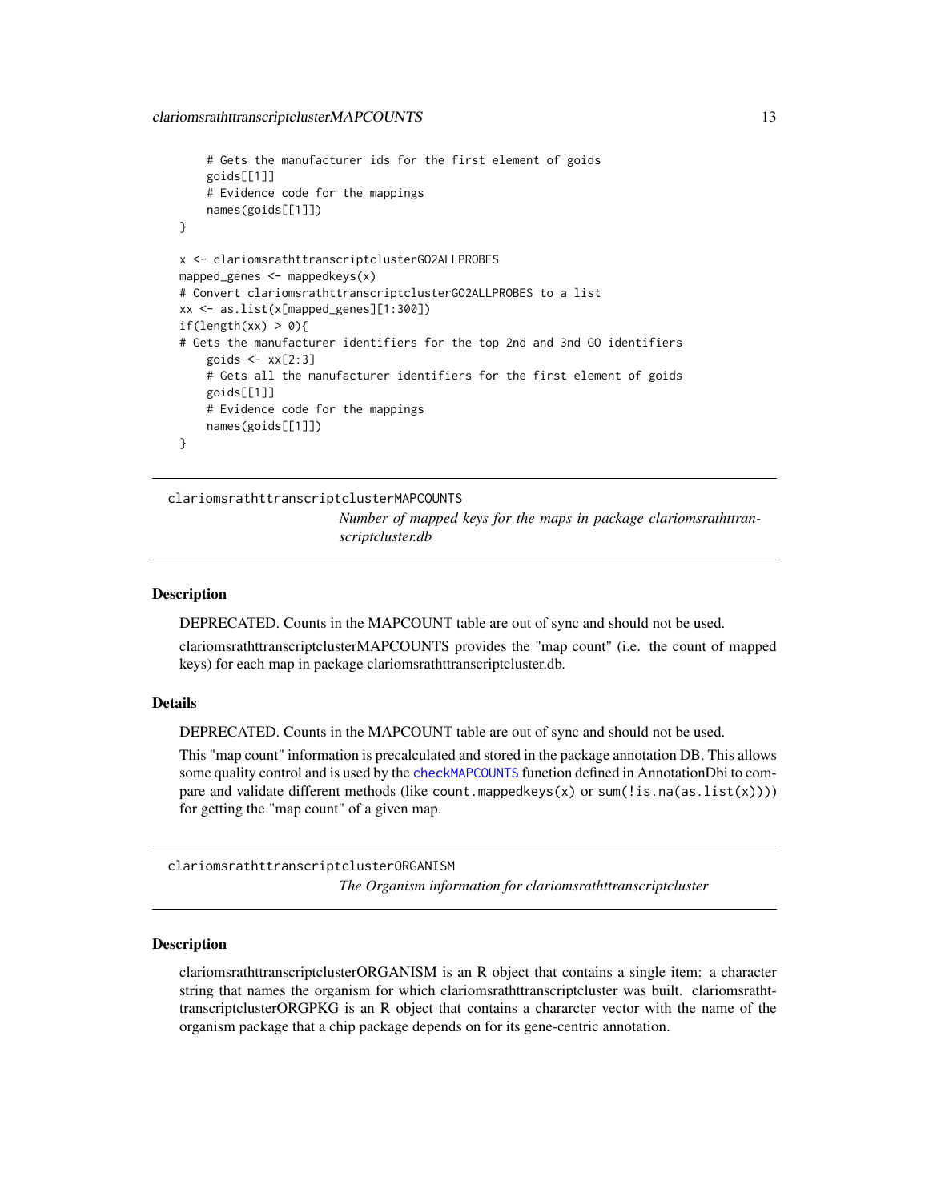```
    # Gets the manufacturer ids for the first element of goids
    goids[[1]]
    # Evidence code for the mappings
    names(goids[[1]])
}

x <- clariomsrathttranscriptclusterGO2ALLPROBES
mapped_genes <- mappedkeys(x)
# Convert clariomsrathttranscriptclusterGO2ALLPROBES to a list
xx <- as.list(x[mapped_genes][1:300])
if(length(xx) > 0){
# Gets the manufacturer identifiers for the top 2nd and 3nd GO identifiers
    goids <- xx[2:3]
    # Gets all the manufacturer identifiers for the first element of goids
    goids[[1]]
    # Evidence code for the mappings
    names(goids[[1]])
}
```

## clariomsrathttranscriptclusterMAPCOUNTS

*Number of mapped keys for the maps in package clariomsrathttranscriptcluster.db*

### Description

DEPRECATED. Counts in the MAPCOUNT table are out of sync and should not be used.

clariomsrathttranscriptclusterMAPCOUNTS provides the "map count" (i.e. the count of mapped keys) for each map in package clariomsrathttranscriptcluster.db.

### Details

DEPRECATED. Counts in the MAPCOUNT table are out of sync and should not be used.

This "map count" information is precalculated and stored in the package annotation DB. This allows some quality control and is used by the `checkMAPCOUNTS` function defined in AnnotationDbi to compare and validate different methods (like `count.mappedkeys(x)` or `sum(!is.na(as.list(x)))`) for getting the "map count" of a given map.

## clariomsrathttranscriptclusterORGANISM

*The Organism information for clariomsrathttranscriptcluster*

### Description

clariomsrathttranscriptclusterORGANISM is an R object that contains a single item: a character string that names the organism for which clariomsrathttranscriptcluster was built. clariomsrathttranscriptclusterORGPKG is an R object that contains a chararcter vector with the name of the organism package that a chip package depends on for its gene-centric annotation.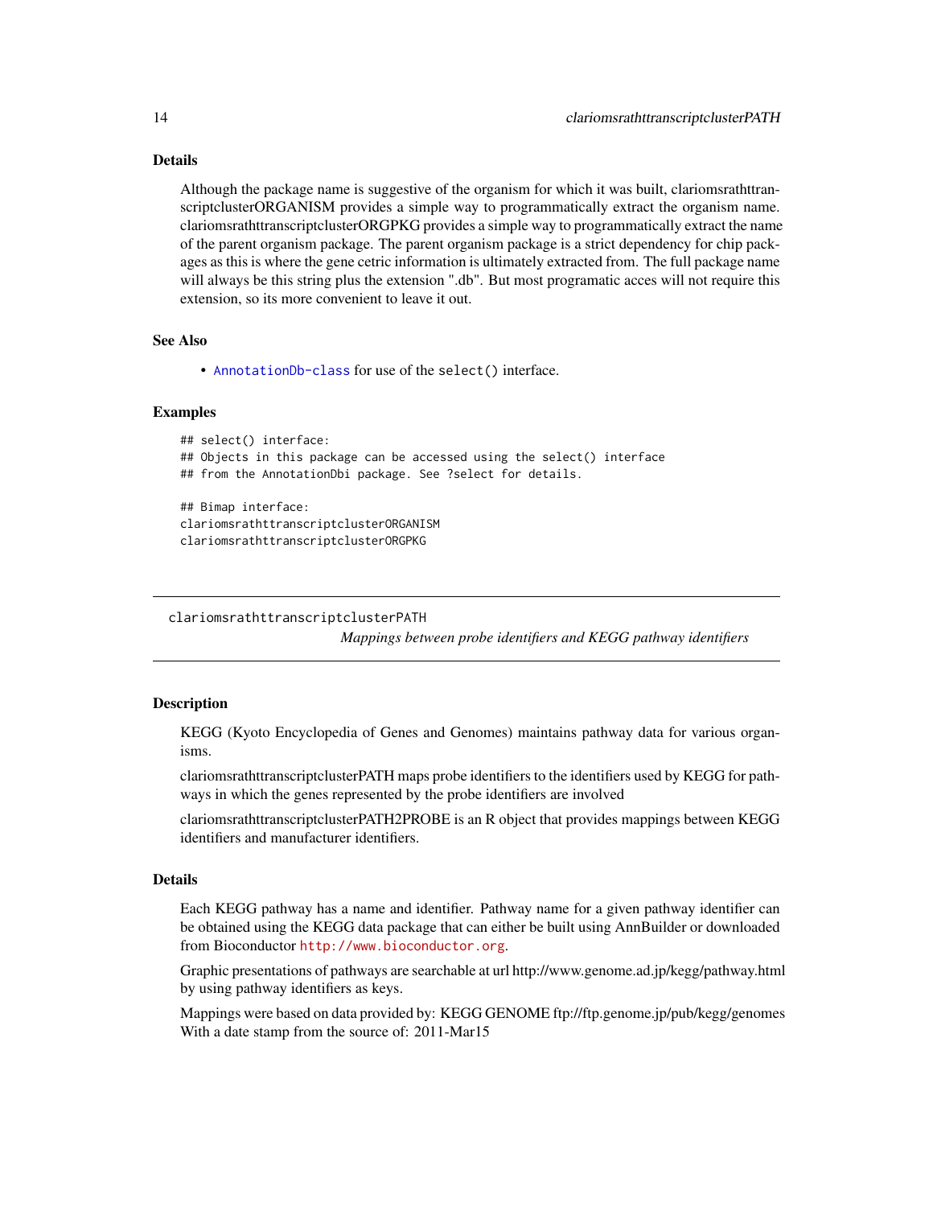### Details

Although the package name is suggestive of the organism for which it was built, clariomsrathttranscriptclusterORGANISM provides a simple way to programmatically extract the organism name. clariomsrathttranscriptclusterORGPKG provides a simple way to programmatically extract the name of the parent organism package. The parent organism package is a strict dependency for chip packages as this is where the gene cetric information is ultimately extracted from. The full package name will always be this string plus the extension ".db". But most programatic acces will not require this extension, so its more convenient to leave it out.

### See Also

- AnnotationDb-class for use of the select() interface.

### Examples

```
## select() interface:
## Objects in this package can be accessed using the select() interface
## from the AnnotationDbi package. See ?select for details.

## Bimap interface:
clariomsrathttranscriptclusterORGANISM
clariomsrathttranscriptclusterORGPKG
```

---

## clariomsrathttranscriptclusterPATH

*Mappings between probe identifiers and KEGG pathway identifiers*

---

### Description

KEGG (Kyoto Encyclopedia of Genes and Genomes) maintains pathway data for various organisms.

clariomsrathttranscriptclusterPATH maps probe identifiers to the identifiers used by KEGG for pathways in which the genes represented by the probe identifiers are involved

clariomsrathttranscriptclusterPATH2PROBE is an R object that provides mappings between KEGG identifiers and manufacturer identifiers.

### Details

Each KEGG pathway has a name and identifier. Pathway name for a given pathway identifier can be obtained using the KEGG data package that can either be built using AnnBuilder or downloaded from Bioconductor http://www.bioconductor.org.

Graphic presentations of pathways are searchable at url http://www.genome.ad.jp/kegg/pathway.html by using pathway identifiers as keys.

Mappings were based on data provided by: KEGG GENOME ftp://ftp.genome.jp/pub/kegg/genomes With a date stamp from the source of: 2011-Mar15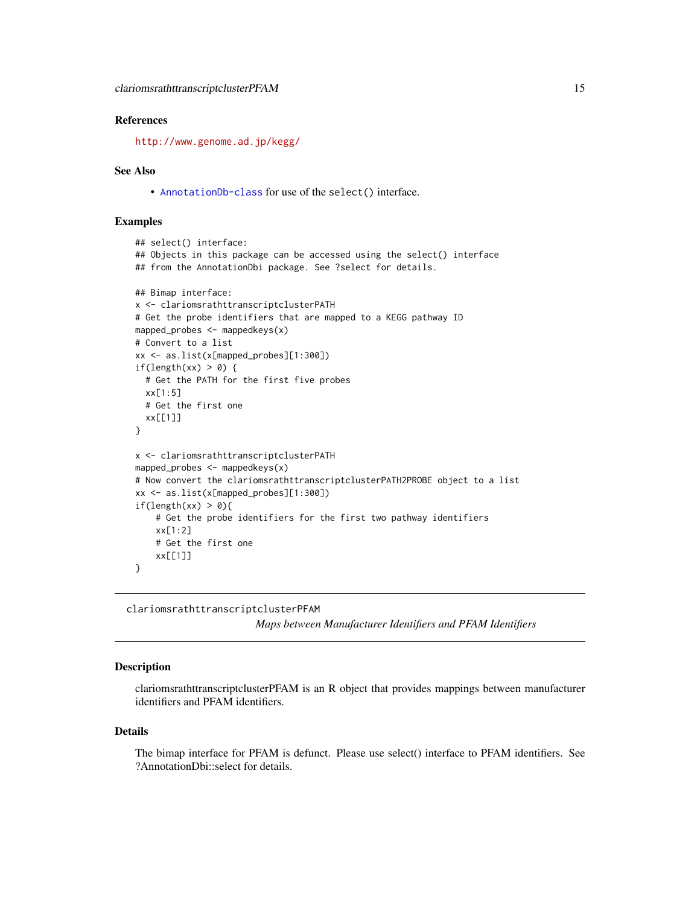### References

http://www.genome.ad.jp/kegg/

### See Also

- AnnotationDb-class for use of the select() interface.

### Examples

```
## select() interface:
## Objects in this package can be accessed using the select() interface
## from the AnnotationDbi package. See ?select for details.

## Bimap interface:
x <- clariomsrathttranscriptclusterPATH
# Get the probe identifiers that are mapped to a KEGG pathway ID
mapped_probes <- mappedkeys(x)
# Convert to a list
xx <- as.list(x[mapped_probes][1:300])
if(length(xx) > 0) {
  # Get the PATH for the first five probes
  xx[1:5]
  # Get the first one
  xx[[1]]
}

x <- clariomsrathttranscriptclusterPATH
mapped_probes <- mappedkeys(x)
# Now convert the clariomsrathttranscriptclusterPATH2PROBE object to a list
xx <- as.list(x[mapped_probes][1:300])
if(length(xx) > 0){
    # Get the probe identifiers for the first two pathway identifiers
    xx[1:2]
    # Get the first one
    xx[[1]]
}
```

---

## clariomsrathttranscriptclusterPFAM
*Maps between Manufacturer Identifiers and PFAM Identifiers*

---

### Description

clariomsrathttranscriptclusterPFAM is an R object that provides mappings between manufacturer identifiers and PFAM identifiers.

### Details

The bimap interface for PFAM is defunct. Please use select() interface to PFAM identifiers. See ?AnnotationDbi::select for details.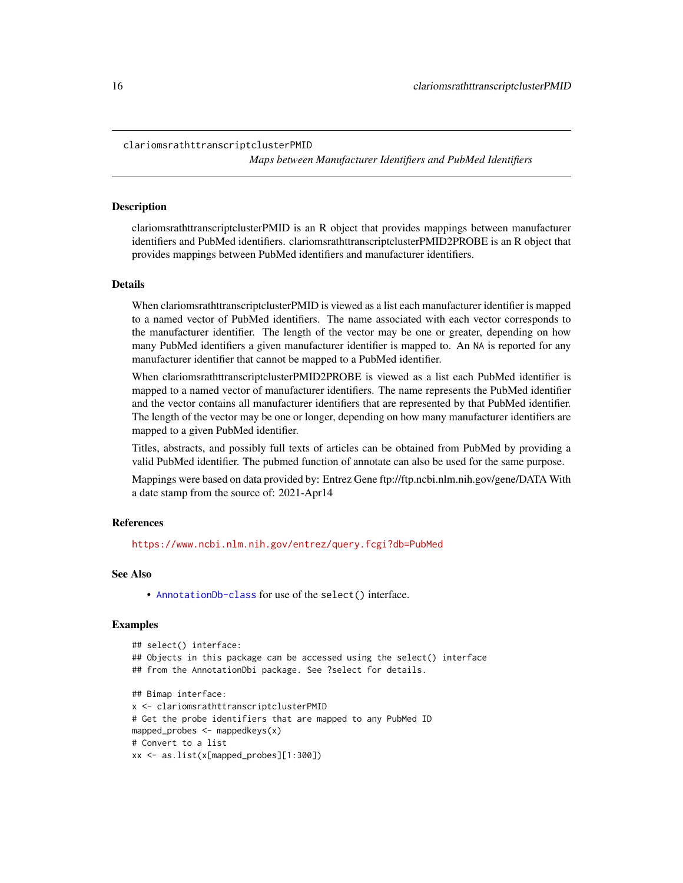# clariomsrathttranscriptclusterPMID

*Maps between Manufacturer Identifiers and PubMed Identifiers*

## Description

clariomsrathttranscriptclusterPMID is an R object that provides mappings between manufacturer identifiers and PubMed identifiers. clariomsrathttranscriptclusterPMID2PROBE is an R object that provides mappings between PubMed identifiers and manufacturer identifiers.

## Details

When clariomsrathttranscriptclusterPMID is viewed as a list each manufacturer identifier is mapped to a named vector of PubMed identifiers. The name associated with each vector corresponds to the manufacturer identifier. The length of the vector may be one or greater, depending on how many PubMed identifiers a given manufacturer identifier is mapped to. An NA is reported for any manufacturer identifier that cannot be mapped to a PubMed identifier.

When clariomsrathttranscriptclusterPMID2PROBE is viewed as a list each PubMed identifier is mapped to a named vector of manufacturer identifiers. The name represents the PubMed identifier and the vector contains all manufacturer identifiers that are represented by that PubMed identifier. The length of the vector may be one or longer, depending on how many manufacturer identifiers are mapped to a given PubMed identifier.

Titles, abstracts, and possibly full texts of articles can be obtained from PubMed by providing a valid PubMed identifier. The pubmed function of annotate can also be used for the same purpose.

Mappings were based on data provided by: Entrez Gene ftp://ftp.ncbi.nlm.nih.gov/gene/DATA With a date stamp from the source of: 2021-Apr14

## References

https://www.ncbi.nlm.nih.gov/entrez/query.fcgi?db=PubMed

## See Also

- AnnotationDb-class for use of the select() interface.

## Examples

```
## select() interface:
## Objects in this package can be accessed using the select() interface
## from the AnnotationDbi package. See ?select for details.

## Bimap interface:
x <- clariomsrathttranscriptclusterPMID
# Get the probe identifiers that are mapped to any PubMed ID
mapped_probes <- mappedkeys(x)
# Convert to a list
xx <- as.list(x[mapped_probes][1:300])
```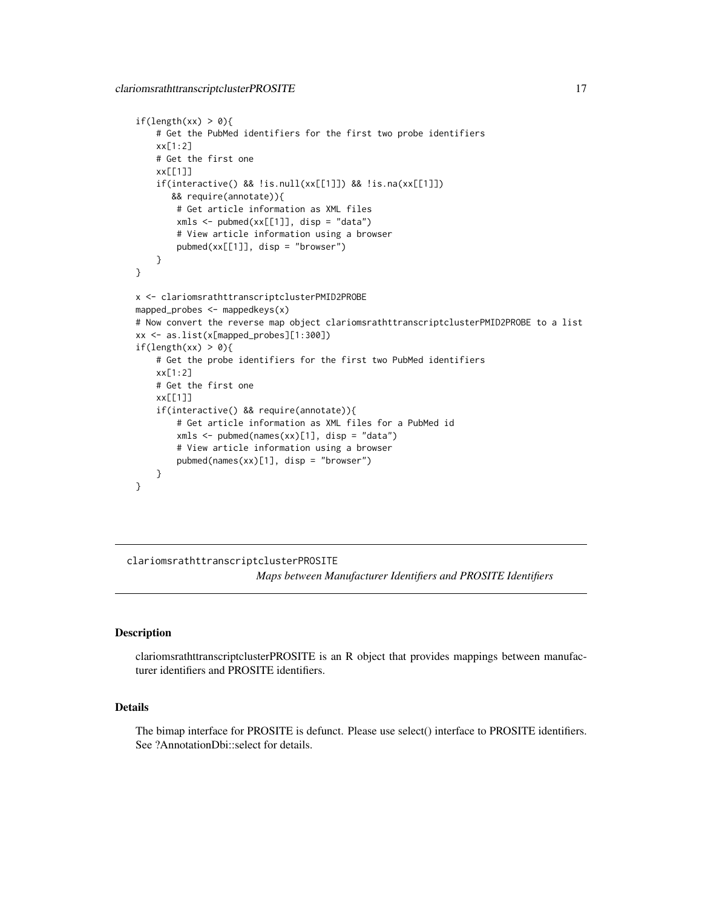```
if(length(xx) > 0){
    # Get the PubMed identifiers for the first two probe identifiers
    xx[1:2]
    # Get the first one
    xx[[1]]
    if(interactive() && !is.null(xx[[1]]) && !is.na(xx[[1]])
       && require(annotate)){
        # Get article information as XML files
        xmls <- pubmed(xx[[1]], disp = "data")
        # View article information using a browser
        pubmed(xx[[1]], disp = "browser")
    }
}

x <- clariomsrathttranscriptclusterPMID2PROBE
mapped_probes <- mappedkeys(x)
# Now convert the reverse map object clariomsrathttranscriptclusterPMID2PROBE to a list
xx <- as.list(x[mapped_probes][1:300])
if(length(xx) > 0){
    # Get the probe identifiers for the first two PubMed identifiers
    xx[1:2]
    # Get the first one
    xx[[1]]
    if(interactive() && require(annotate)){
        # Get article information as XML files for a PubMed id
        xmls <- pubmed(names(xx)[1], disp = "data")
        # View article information using a browser
        pubmed(names(xx)[1], disp = "browser")
    }
}
```

---

## clariomsrathttranscriptclusterPROSITE

*Maps between Manufacturer Identifiers and PROSITE Identifiers*

---

### Description

clariomsrathttranscriptclusterPROSITE is an R object that provides mappings between manufacturer identifiers and PROSITE identifiers.

### Details

The bimap interface for PROSITE is defunct. Please use select() interface to PROSITE identifiers. See ?AnnotationDbi::select for details.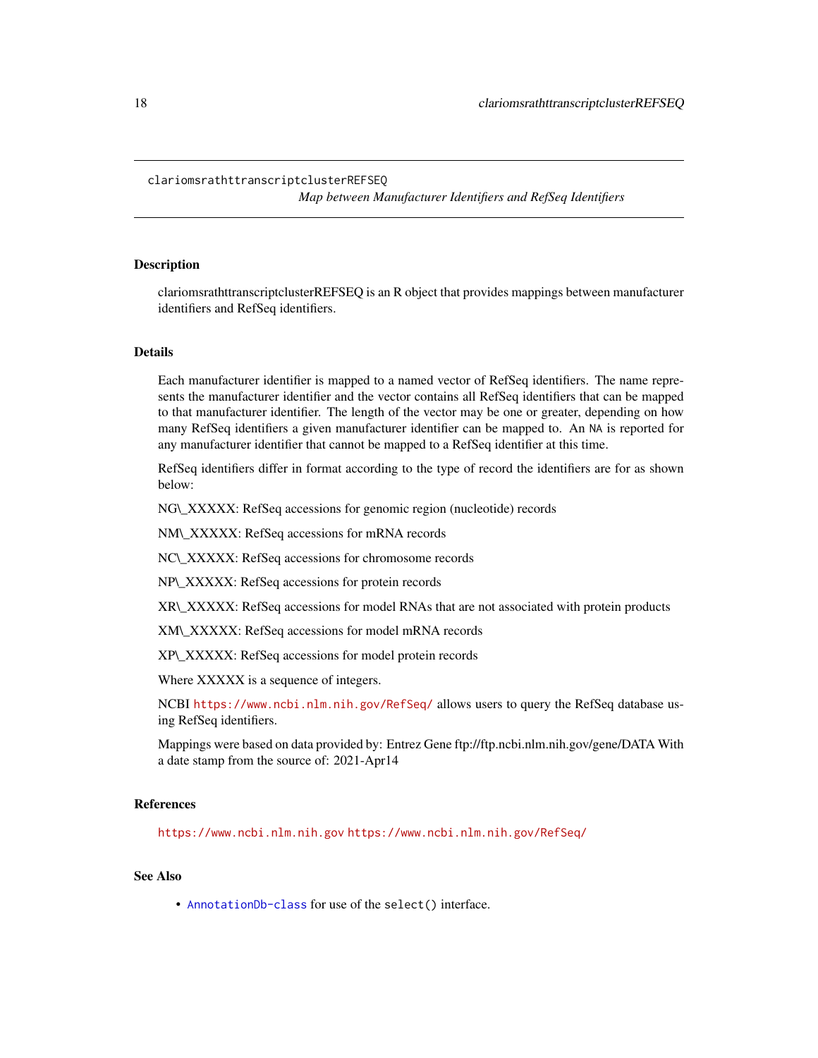clariomsrathttranscriptclusterREFSEQ

*Map between Manufacturer Identifiers and RefSeq Identifiers*

## Description

clariomsrathttranscriptclusterREFSEQ is an R object that provides mappings between manufacturer identifiers and RefSeq identifiers.

## Details

Each manufacturer identifier is mapped to a named vector of RefSeq identifiers. The name represents the manufacturer identifier and the vector contains all RefSeq identifiers that can be mapped to that manufacturer identifier. The length of the vector may be one or greater, depending on how many RefSeq identifiers a given manufacturer identifier can be mapped to. An NA is reported for any manufacturer identifier that cannot be mapped to a RefSeq identifier at this time.

RefSeq identifiers differ in format according to the type of record the identifiers are for as shown below:

NG\_XXXXX: RefSeq accessions for genomic region (nucleotide) records

NM\_XXXXX: RefSeq accessions for mRNA records

NC\_XXXXX: RefSeq accessions for chromosome records

NP\_XXXXX: RefSeq accessions for protein records

XR\_XXXXX: RefSeq accessions for model RNAs that are not associated with protein products

XM\_XXXXX: RefSeq accessions for model mRNA records

XP\_XXXXX: RefSeq accessions for model protein records

Where XXXXX is a sequence of integers.

NCBI https://www.ncbi.nlm.nih.gov/RefSeq/ allows users to query the RefSeq database using RefSeq identifiers.

Mappings were based on data provided by: Entrez Gene ftp://ftp.ncbi.nlm.nih.gov/gene/DATA With a date stamp from the source of: 2021-Apr14

## References

https://www.ncbi.nlm.nih.gov https://www.ncbi.nlm.nih.gov/RefSeq/

## See Also

- AnnotationDb-class for use of the select() interface.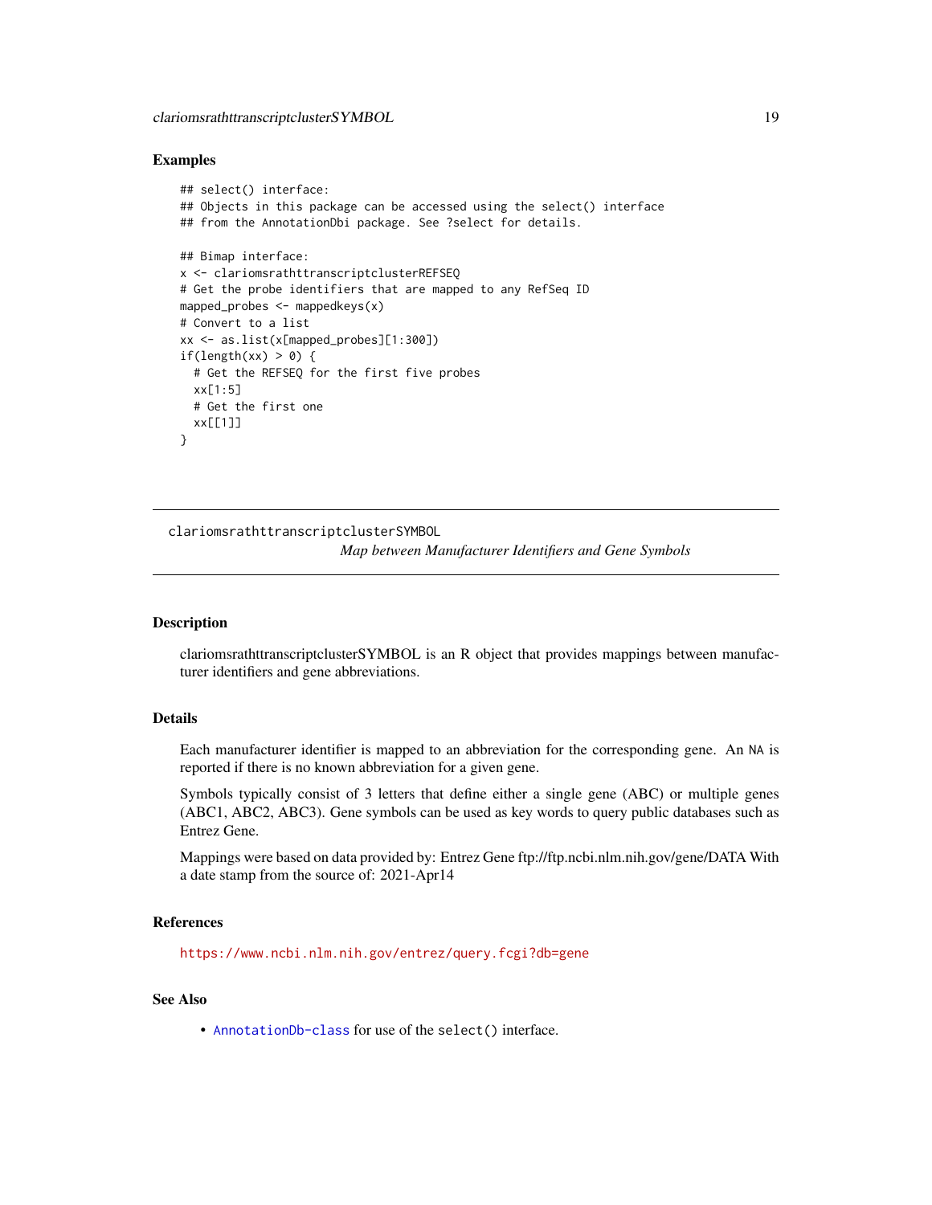## Examples

```
## select() interface:
## Objects in this package can be accessed using the select() interface
## from the AnnotationDbi package. See ?select for details.

## Bimap interface:
x <- clariomsrathttranscriptclusterREFSEQ
# Get the probe identifiers that are mapped to any RefSeq ID
mapped_probes <- mappedkeys(x)
# Convert to a list
xx <- as.list(x[mapped_probes][1:300])
if(length(xx) > 0) {
  # Get the REFSEQ for the first five probes
  xx[1:5]
  # Get the first one
  xx[[1]]
}
```

---

# clariomsrathttranscriptclusterSYMBOL

*Map between Manufacturer Identifiers and Gene Symbols*

---

## Description

clariomsrathttranscriptclusterSYMBOL is an R object that provides mappings between manufacturer identifiers and gene abbreviations.

## Details

Each manufacturer identifier is mapped to an abbreviation for the corresponding gene. An NA is reported if there is no known abbreviation for a given gene.

Symbols typically consist of 3 letters that define either a single gene (ABC) or multiple genes (ABC1, ABC2, ABC3). Gene symbols can be used as key words to query public databases such as Entrez Gene.

Mappings were based on data provided by: Entrez Gene ftp://ftp.ncbi.nlm.nih.gov/gene/DATA With a date stamp from the source of: 2021-Apr14

## References

https://www.ncbi.nlm.nih.gov/entrez/query.fcgi?db=gene

## See Also

- AnnotationDb-class for use of the select() interface.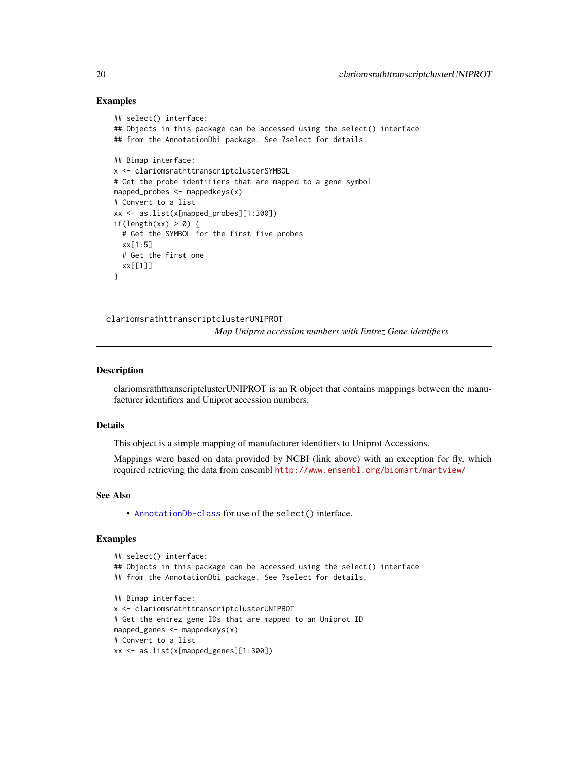## Examples

```
## select() interface:
## Objects in this package can be accessed using the select() interface
## from the AnnotationDbi package. See ?select for details.

## Bimap interface:
x <- clariomsrathttranscriptclusterSYMBOL
# Get the probe identifiers that are mapped to a gene symbol
mapped_probes <- mappedkeys(x)
# Convert to a list
xx <- as.list(x[mapped_probes][1:300])
if(length(xx) > 0) {
  # Get the SYMBOL for the first five probes
  xx[1:5]
  # Get the first one
  xx[[1]]
}
```

---

`clariomsrathttranscriptclusterUNIPROT`

*Map Uniprot accession numbers with Entrez Gene identifiers*

---

## Description

clariomsrathttranscriptclusterUNIPROT is an R object that contains mappings between the manufacturer identifiers and Uniprot accession numbers.

## Details

This object is a simple mapping of manufacturer identifiers to Uniprot Accessions.

Mappings were based on data provided by NCBI (link above) with an exception for fly, which required retrieving the data from ensembl http://www.ensembl.org/biomart/martview/

## See Also

- `AnnotationDb-class` for use of the `select()` interface.

## Examples

```
## select() interface:
## Objects in this package can be accessed using the select() interface
## from the AnnotationDbi package. See ?select for details.

## Bimap interface:
x <- clariomsrathttranscriptclusterUNIPROT
# Get the entrez gene IDs that are mapped to an Uniprot ID
mapped_genes <- mappedkeys(x)
# Convert to a list
xx <- as.list(x[mapped_genes][1:300])
```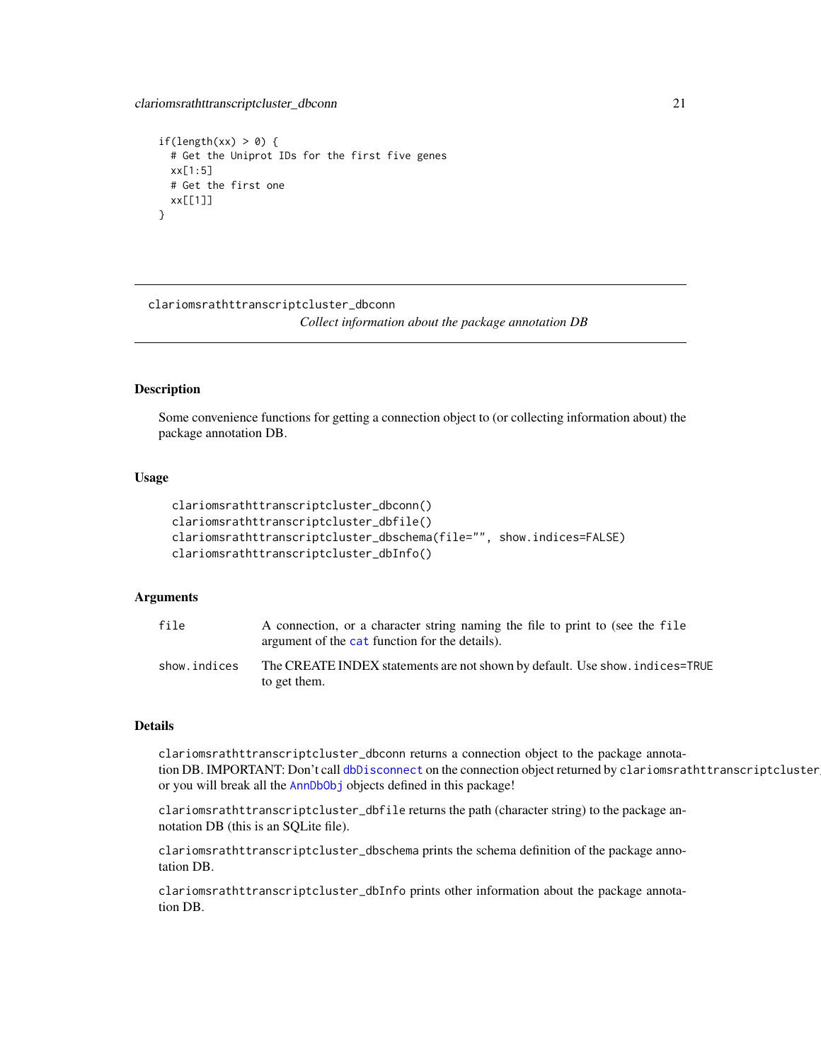```
if(length(xx) > 0) {
  # Get the Uniprot IDs for the first five genes
  xx[1:5]
  # Get the first one
  xx[[1]]
}
```

---

clariomsrathttranscriptcluster_dbconn *Collect information about the package annotation DB*

---

## Description

Some convenience functions for getting a connection object to (or collecting information about) the package annotation DB.

## Usage

```
clariomsrathttranscriptcluster_dbconn()
clariomsrathttranscriptcluster_dbfile()
clariomsrathttranscriptcluster_dbschema(file="", show.indices=FALSE)
clariomsrathttranscriptcluster_dbInfo()
```

## Arguments

| | |
|---|---|
| `file` | A connection, or a character string naming the file to print to (see the `file` argument of the `cat` function for the details). |
| `show.indices` | The CREATE INDEX statements are not shown by default. Use `show.indices=TRUE` to get them. |

## Details

`clariomsrathttranscriptcluster_dbconn` returns a connection object to the package annotation DB. IMPORTANT: Don't call `dbDisconnect` on the connection object returned by `clariomsrathttranscriptcluster_dbconn` or you will break all the `AnnDbObj` objects defined in this package!

`clariomsrathttranscriptcluster_dbfile` returns the path (character string) to the package annotation DB (this is an SQLite file).

`clariomsrathttranscriptcluster_dbschema` prints the schema definition of the package annotation DB.

`clariomsrathttranscriptcluster_dbInfo` prints other information about the package annotation DB.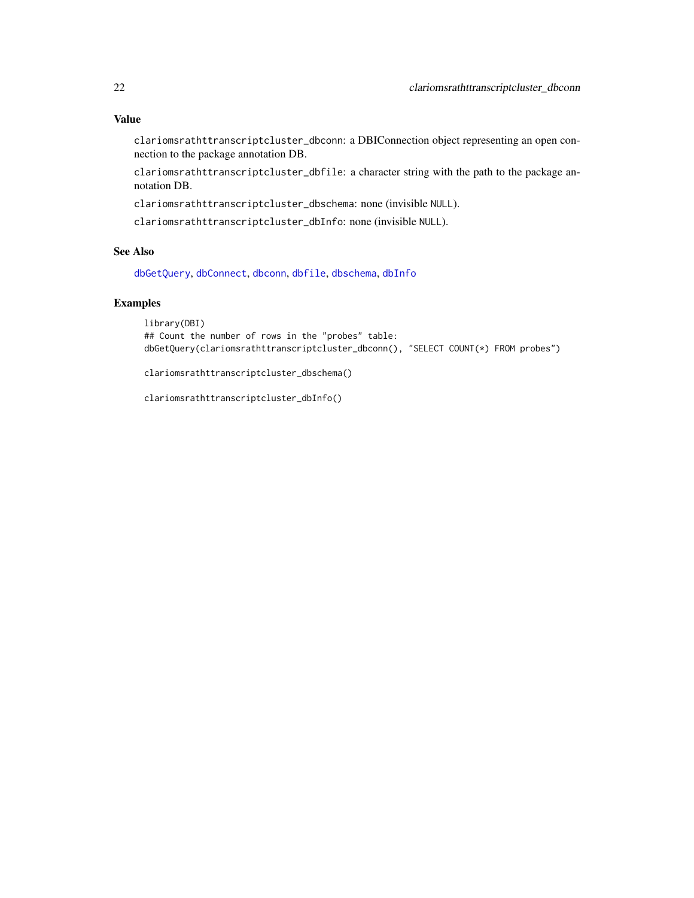## Value

`clariomsrathttranscriptcluster_dbconn`: a DBIConnection object representing an open connection to the package annotation DB.

`clariomsrathttranscriptcluster_dbfile`: a character string with the path to the package annotation DB.

`clariomsrathttranscriptcluster_dbschema`: none (invisible `NULL`).

`clariomsrathttranscriptcluster_dbInfo`: none (invisible `NULL`).

## See Also

dbGetQuery, dbConnect, dbconn, dbfile, dbschema, dbInfo

## Examples

```
library(DBI)
## Count the number of rows in the "probes" table:
dbGetQuery(clariomsrathttranscriptcluster_dbconn(), "SELECT COUNT(*) FROM probes")

clariomsrathttranscriptcluster_dbschema()

clariomsrathttranscriptcluster_dbInfo()
```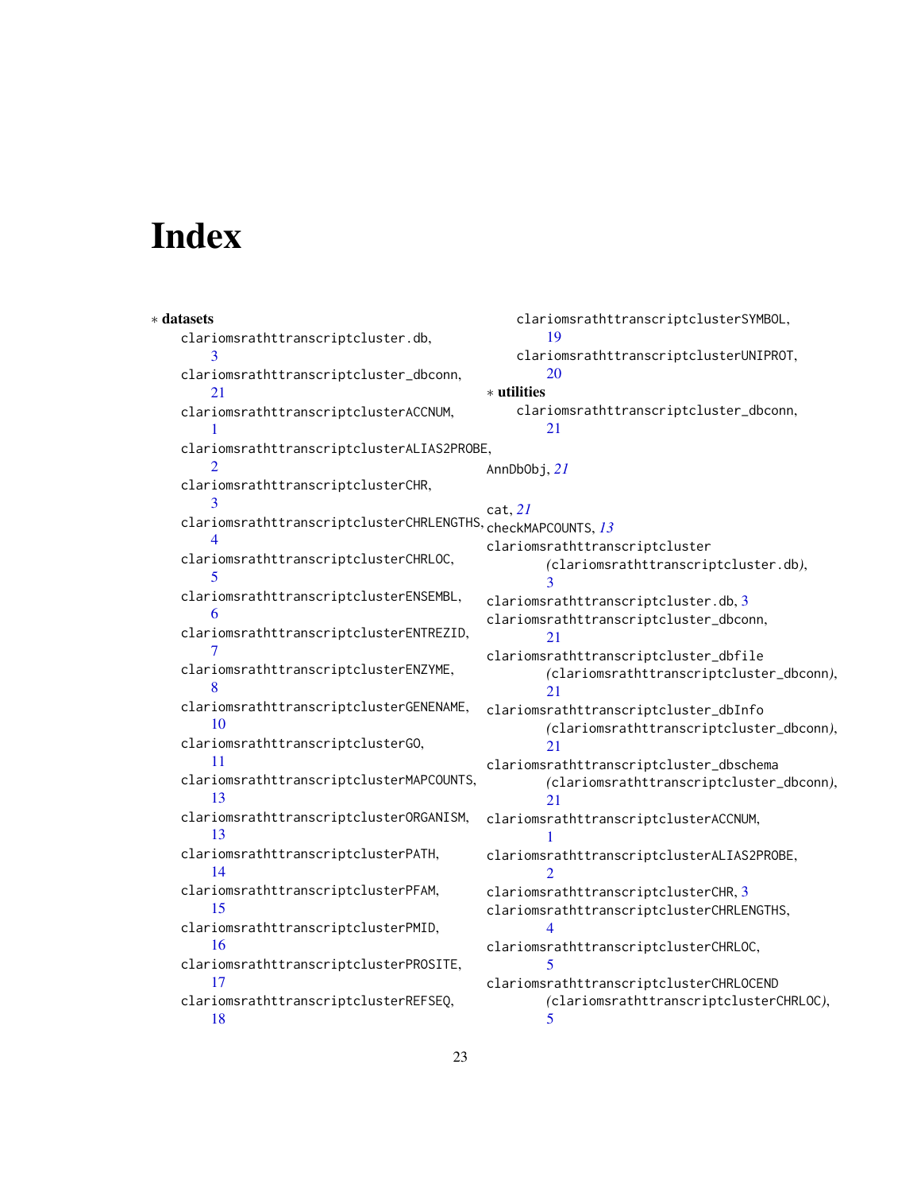# Index

∗ **datasets**

clariomsrathttranscriptcluster.db, 3
clariomsrathttranscriptcluster_dbconn, 21
clariomsrathttranscriptclusterACCNUM, 1
clariomsrathttranscriptclusterALIAS2PROBE, 2
clariomsrathttranscriptclusterCHR, 3
clariomsrathttranscriptclusterCHRLENGTHS, 4
clariomsrathttranscriptclusterCHRLOC, 5
clariomsrathttranscriptclusterENSEMBL, 6
clariomsrathttranscriptclusterENTREZID, 7
clariomsrathttranscriptclusterENZYME, 8
clariomsrathttranscriptclusterGENENAME, 10
clariomsrathttranscriptclusterGO, 11
clariomsrathttranscriptclusterMAPCOUNTS, 13
clariomsrathttranscriptclusterORGANISM, 13
clariomsrathttranscriptclusterPATH, 14
clariomsrathttranscriptclusterPFAM, 15
clariomsrathttranscriptclusterPMID, 16
clariomsrathttranscriptclusterPROSITE, 17
clariomsrathttranscriptclusterREFSEQ, 18
clariomsrathttranscriptclusterSYMBOL, 19
clariomsrathttranscriptclusterUNIPROT, 20

∗ **utilities**

clariomsrathttranscriptcluster_dbconn, 21

AnnDbObj, *21*

cat, *21*
checkMAPCOUNTS, *13*
clariomsrathttranscriptcluster *(clariomsrathttranscriptcluster.db)*, 3
clariomsrathttranscriptcluster.db, 3
clariomsrathttranscriptcluster_dbconn, 21
clariomsrathttranscriptcluster_dbfile *(clariomsrathttranscriptcluster_dbconn)*, 21
clariomsrathttranscriptcluster_dbInfo *(clariomsrathttranscriptcluster_dbconn)*, 21
clariomsrathttranscriptcluster_dbschema *(clariomsrathttranscriptcluster_dbconn)*, 21
clariomsrathttranscriptclusterACCNUM, 1
clariomsrathttranscriptclusterALIAS2PROBE, 2
clariomsrathttranscriptclusterCHR, 3
clariomsrathttranscriptclusterCHRLENGTHS, 4
clariomsrathttranscriptclusterCHRLOC, 5
clariomsrathttranscriptclusterCHRLOCEND *(clariomsrathttranscriptclusterCHRLOC)*, 5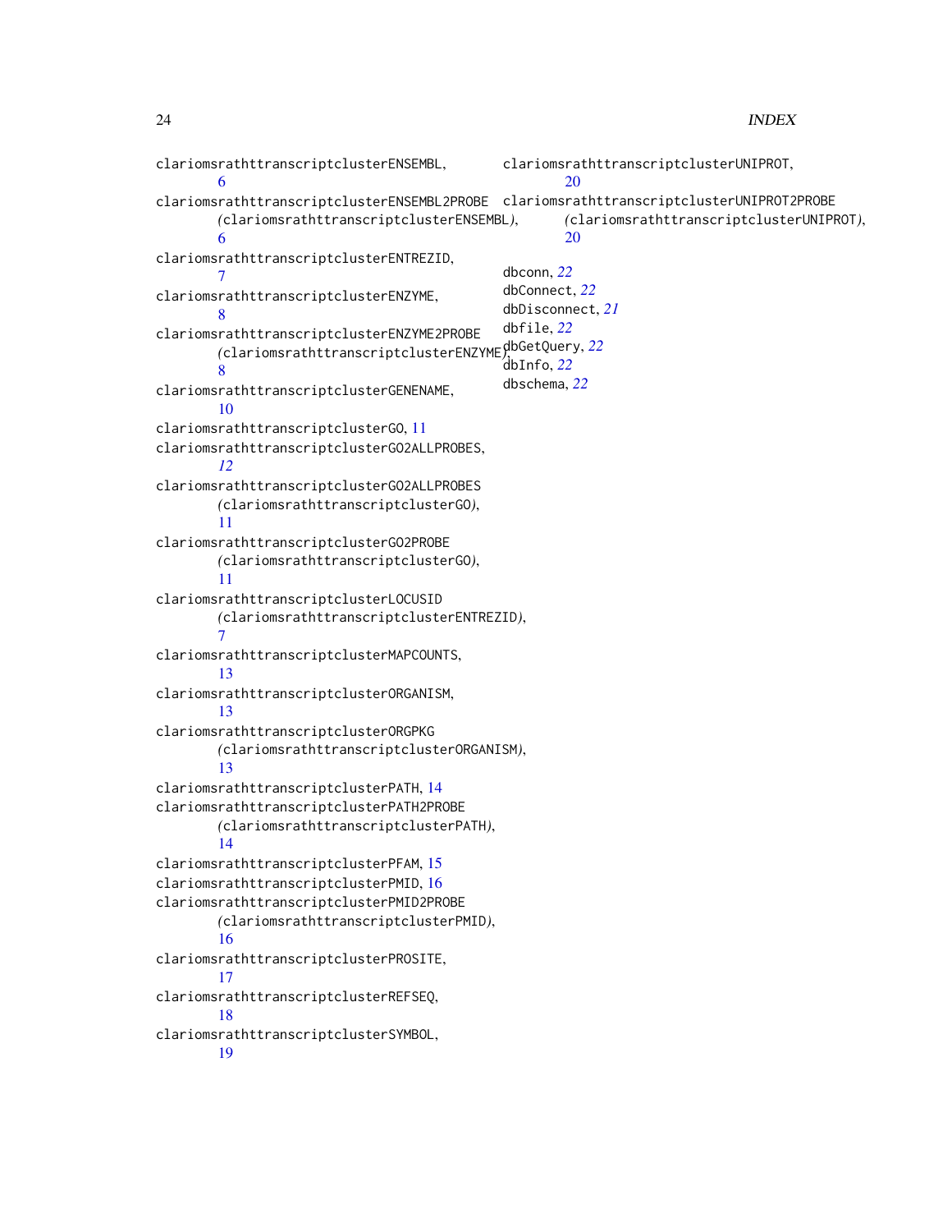clariomsrathttranscriptclusterENSEMBL, 6
clariomsrathttranscriptclusterENSEMBL2PROBE (clariomsrathttranscriptclusterENSEMBL), 6
clariomsrathttranscriptclusterENTREZID, 7
clariomsrathttranscriptclusterENZYME, 8
clariomsrathttranscriptclusterENZYME2PROBE (clariomsrathttranscriptclusterENZYME), 8
clariomsrathttranscriptclusterGENENAME, 10
clariomsrathttranscriptclusterGO, 11
clariomsrathttranscriptclusterGO2ALLPROBES, *12*
clariomsrathttranscriptclusterGO2ALLPROBES (clariomsrathttranscriptclusterGO), 11
clariomsrathttranscriptclusterGO2PROBE (clariomsrathttranscriptclusterGO), 11
clariomsrathttranscriptclusterLOCUSID (clariomsrathttranscriptclusterENTREZID), 7
clariomsrathttranscriptclusterMAPCOUNTS, 13
clariomsrathttranscriptclusterORGANISM, 13
clariomsrathttranscriptclusterORGPKG (clariomsrathttranscriptclusterORGANISM), 13
clariomsrathttranscriptclusterPATH, 14
clariomsrathttranscriptclusterPATH2PROBE (clariomsrathttranscriptclusterPATH), 14
clariomsrathttranscriptclusterPFAM, 15
clariomsrathttranscriptclusterPMID, 16
clariomsrathttranscriptclusterPMID2PROBE (clariomsrathttranscriptclusterPMID), 16
clariomsrathttranscriptclusterPROSITE, 17
clariomsrathttranscriptclusterREFSEQ, 18
clariomsrathttranscriptclusterSYMBOL, 19
clariomsrathttranscriptclusterUNIPROT, 20
clariomsrathttranscriptclusterUNIPROT2PROBE (clariomsrathttranscriptclusterUNIPROT), 20

dbconn, *22*
dbConnect, *22*
dbDisconnect, *21*
dbfile, *22*
dbGetQuery, *22*
dbInfo, *22*
dbschema, *22*